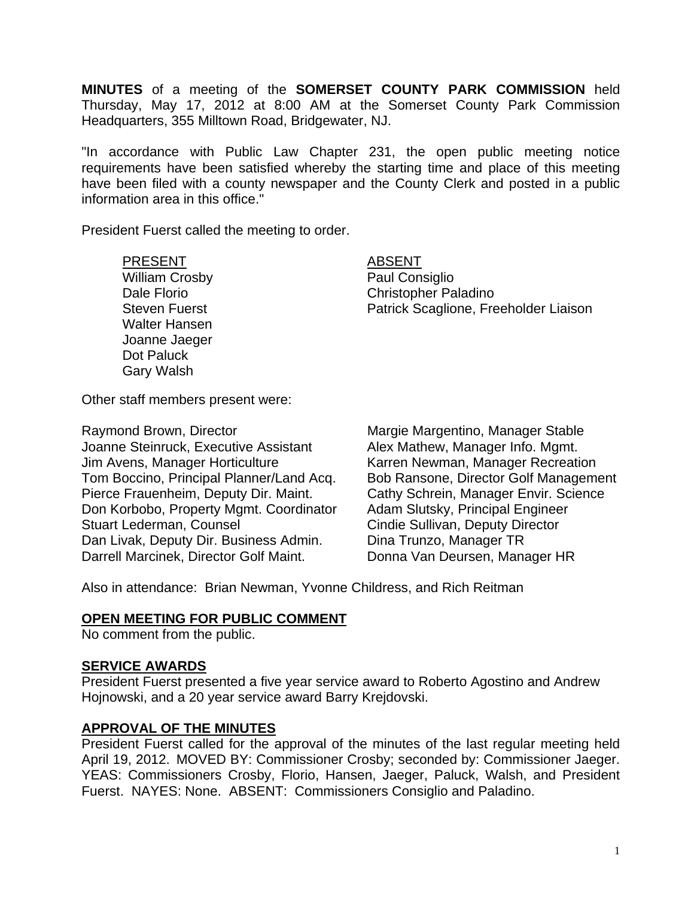**MINUTES** of a meeting of the **SOMERSET COUNTY PARK COMMISSION** held Thursday, May 17, 2012 at 8:00 AM at the Somerset County Park Commission Headquarters, 355 Milltown Road, Bridgewater, NJ.

"In accordance with Public Law Chapter 231, the open public meeting notice requirements have been satisfied whereby the starting time and place of this meeting have been filed with a county newspaper and the County Clerk and posted in a public information area in this office."

President Fuerst called the meeting to order.

| PRESENT | ABSENT |
|---|---|
| William Crosby | Paul Consiglio |
| Dale Florio | Christopher Paladino |
| Steven Fuerst | Patrick Scaglione, Freeholder Liaison |
| Walter Hansen | |
| Joanne Jaeger | |
| Dot Paluck | |
| Gary Walsh | |

Other staff members present were:

| | |
|---|---|
| Raymond Brown, Director | Margie Margentino, Manager Stable |
| Joanne Steinruck, Executive Assistant | Alex Mathew, Manager Info. Mgmt. |
| Jim Avens, Manager Horticulture | Karren Newman, Manager Recreation |
| Tom Boccino, Principal Planner/Land Acq. | Bob Ransone, Director Golf Management |
| Pierce Frauenheim, Deputy Dir. Maint. | Cathy Schrein, Manager Envir. Science |
| Don Korbobo, Property Mgmt. Coordinator | Adam Slutsky, Principal Engineer |
| Stuart Lederman, Counsel | Cindie Sullivan, Deputy Director |
| Dan Livak, Deputy Dir. Business Admin. | Dina Trunzo, Manager TR |
| Darrell Marcinek, Director Golf Maint. | Donna Van Deursen, Manager HR |

Also in attendance: Brian Newman, Yvonne Childress, and Rich Reitman

## OPEN MEETING FOR PUBLIC COMMENT

No comment from the public.

## SERVICE AWARDS

President Fuerst presented a five year service award to Roberto Agostino and Andrew Hojnowski, and a 20 year service award Barry Krejdovski.

## APPROVAL OF THE MINUTES

President Fuerst called for the approval of the minutes of the last regular meeting held April 19, 2012. MOVED BY: Commissioner Crosby; seconded by: Commissioner Jaeger. YEAS: Commissioners Crosby, Florio, Hansen, Jaeger, Paluck, Walsh, and President Fuerst. NAYES: None. ABSENT: Commissioners Consiglio and Paladino.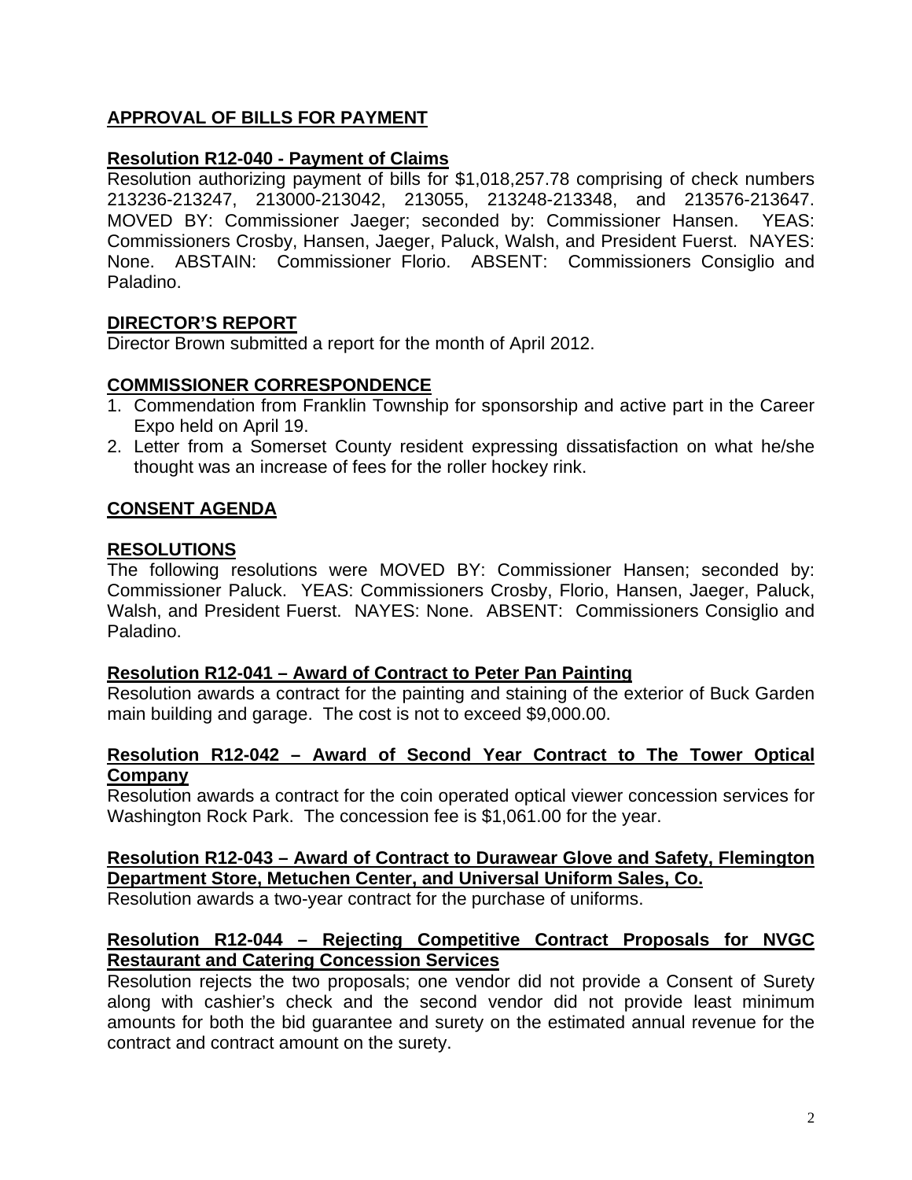## APPROVAL OF BILLS FOR PAYMENT

### Resolution R12-040 - Payment of Claims

Resolution authorizing payment of bills for $1,018,257.78 comprising of check numbers 213236-213247, 213000-213042, 213055, 213248-213348, and 213576-213647. MOVED BY: Commissioner Jaeger; seconded by: Commissioner Hansen. YEAS: Commissioners Crosby, Hansen, Jaeger, Paluck, Walsh, and President Fuerst. NAYES: None. ABSTAIN: Commissioner Florio. ABSENT: Commissioners Consiglio and Paladino.

## DIRECTOR'S REPORT

Director Brown submitted a report for the month of April 2012.

## COMMISSIONER CORRESPONDENCE

1. Commendation from Franklin Township for sponsorship and active part in the Career Expo held on April 19.
2. Letter from a Somerset County resident expressing dissatisfaction on what he/she thought was an increase of fees for the roller hockey rink.

## CONSENT AGENDA

## RESOLUTIONS

The following resolutions were MOVED BY: Commissioner Hansen; seconded by: Commissioner Paluck. YEAS: Commissioners Crosby, Florio, Hansen, Jaeger, Paluck, Walsh, and President Fuerst. NAYES: None. ABSENT: Commissioners Consiglio and Paladino.

### Resolution R12-041 – Award of Contract to Peter Pan Painting

Resolution awards a contract for the painting and staining of the exterior of Buck Garden main building and garage. The cost is not to exceed $9,000.00.

### Resolution R12-042 – Award of Second Year Contract to The Tower Optical Company

Resolution awards a contract for the coin operated optical viewer concession services for Washington Rock Park. The concession fee is $1,061.00 for the year.

### Resolution R12-043 – Award of Contract to Durawear Glove and Safety, Flemington Department Store, Metuchen Center, and Universal Uniform Sales, Co.

Resolution awards a two-year contract for the purchase of uniforms.

### Resolution R12-044 – Rejecting Competitive Contract Proposals for NVGC Restaurant and Catering Concession Services

Resolution rejects the two proposals; one vendor did not provide a Consent of Surety along with cashier's check and the second vendor did not provide least minimum amounts for both the bid guarantee and surety on the estimated annual revenue for the contract and contract amount on the surety.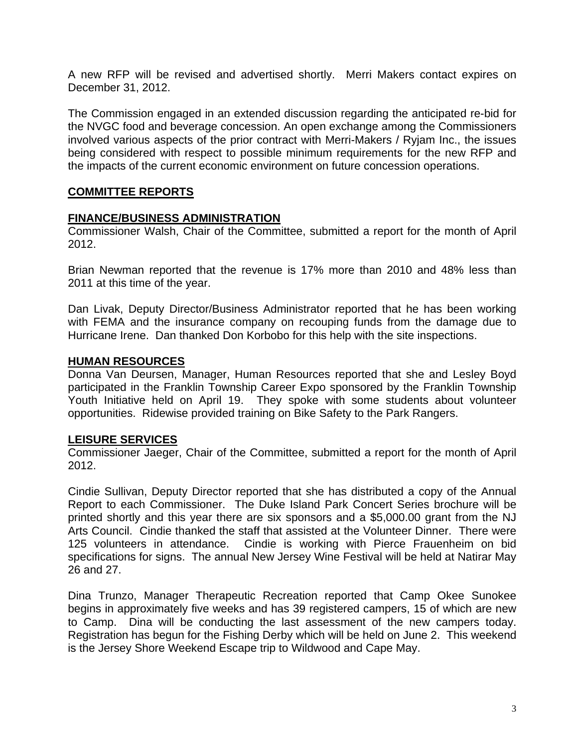A new RFP will be revised and advertised shortly. Merri Makers contact expires on December 31, 2012.

The Commission engaged in an extended discussion regarding the anticipated re-bid for the NVGC food and beverage concession. An open exchange among the Commissioners involved various aspects of the prior contract with Merri-Makers / Ryjam Inc., the issues being considered with respect to possible minimum requirements for the new RFP and the impacts of the current economic environment on future concession operations.

## COMMITTEE REPORTS

### FINANCE/BUSINESS ADMINISTRATION

Commissioner Walsh, Chair of the Committee, submitted a report for the month of April 2012.

Brian Newman reported that the revenue is 17% more than 2010 and 48% less than 2011 at this time of the year.

Dan Livak, Deputy Director/Business Administrator reported that he has been working with FEMA and the insurance company on recouping funds from the damage due to Hurricane Irene. Dan thanked Don Korbobo for this help with the site inspections.

### HUMAN RESOURCES

Donna Van Deursen, Manager, Human Resources reported that she and Lesley Boyd participated in the Franklin Township Career Expo sponsored by the Franklin Township Youth Initiative held on April 19. They spoke with some students about volunteer opportunities. Ridewise provided training on Bike Safety to the Park Rangers.

### LEISURE SERVICES

Commissioner Jaeger, Chair of the Committee, submitted a report for the month of April 2012.

Cindie Sullivan, Deputy Director reported that she has distributed a copy of the Annual Report to each Commissioner. The Duke Island Park Concert Series brochure will be printed shortly and this year there are six sponsors and a $5,000.00 grant from the NJ Arts Council. Cindie thanked the staff that assisted at the Volunteer Dinner. There were 125 volunteers in attendance. Cindie is working with Pierce Frauenheim on bid specifications for signs. The annual New Jersey Wine Festival will be held at Natirar May 26 and 27.

Dina Trunzo, Manager Therapeutic Recreation reported that Camp Okee Sunokee begins in approximately five weeks and has 39 registered campers, 15 of which are new to Camp. Dina will be conducting the last assessment of the new campers today. Registration has begun for the Fishing Derby which will be held on June 2. This weekend is the Jersey Shore Weekend Escape trip to Wildwood and Cape May.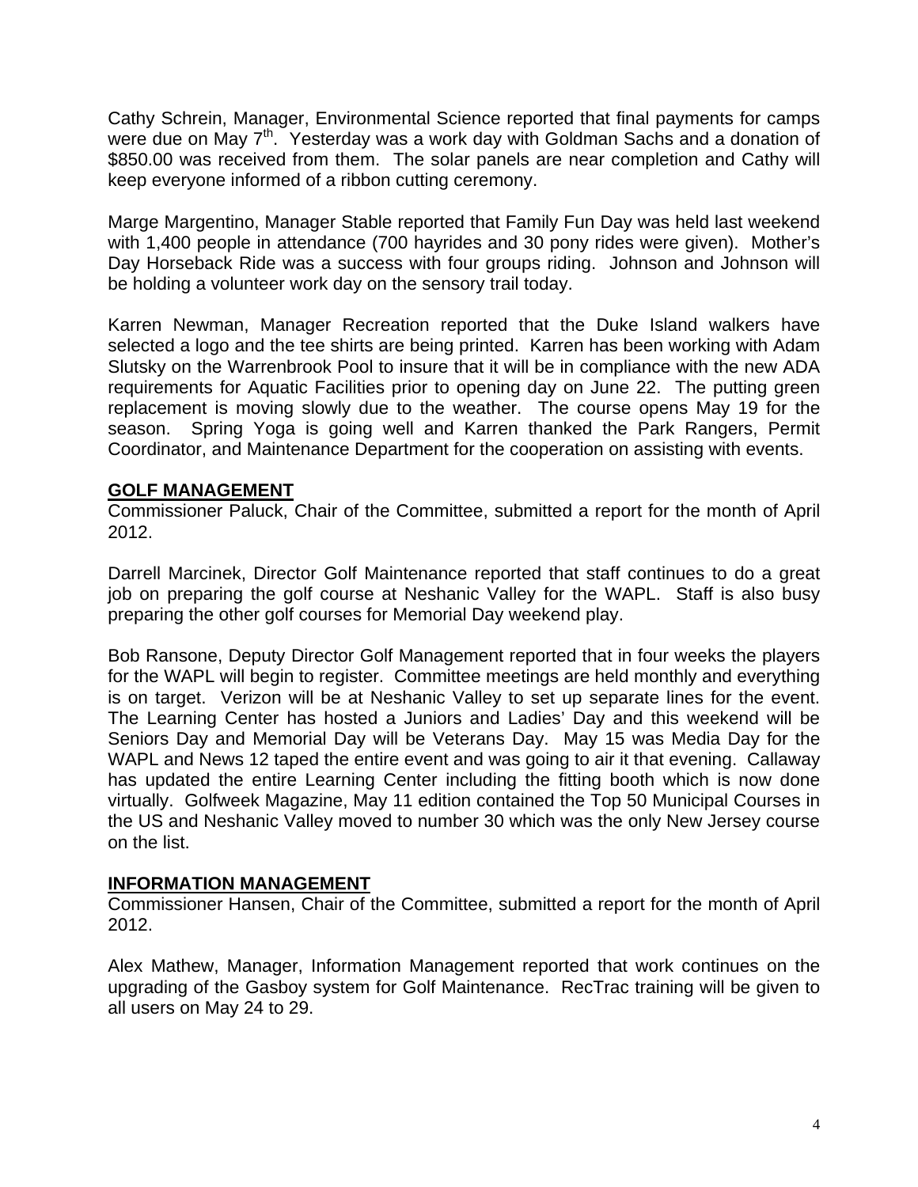Cathy Schrein, Manager, Environmental Science reported that final payments for camps were due on May 7th. Yesterday was a work day with Goldman Sachs and a donation of $850.00 was received from them. The solar panels are near completion and Cathy will keep everyone informed of a ribbon cutting ceremony.

Marge Margentino, Manager Stable reported that Family Fun Day was held last weekend with 1,400 people in attendance (700 hayrides and 30 pony rides were given). Mother's Day Horseback Ride was a success with four groups riding. Johnson and Johnson will be holding a volunteer work day on the sensory trail today.

Karren Newman, Manager Recreation reported that the Duke Island walkers have selected a logo and the tee shirts are being printed. Karren has been working with Adam Slutsky on the Warrenbrook Pool to insure that it will be in compliance with the new ADA requirements for Aquatic Facilities prior to opening day on June 22. The putting green replacement is moving slowly due to the weather. The course opens May 19 for the season. Spring Yoga is going well and Karren thanked the Park Rangers, Permit Coordinator, and Maintenance Department for the cooperation on assisting with events.

**GOLF MANAGEMENT**

Commissioner Paluck, Chair of the Committee, submitted a report for the month of April 2012.

Darrell Marcinek, Director Golf Maintenance reported that staff continues to do a great job on preparing the golf course at Neshanic Valley for the WAPL. Staff is also busy preparing the other golf courses for Memorial Day weekend play.

Bob Ransone, Deputy Director Golf Management reported that in four weeks the players for the WAPL will begin to register. Committee meetings are held monthly and everything is on target. Verizon will be at Neshanic Valley to set up separate lines for the event. The Learning Center has hosted a Juniors and Ladies' Day and this weekend will be Seniors Day and Memorial Day will be Veterans Day. May 15 was Media Day for the WAPL and News 12 taped the entire event and was going to air it that evening. Callaway has updated the entire Learning Center including the fitting booth which is now done virtually. Golfweek Magazine, May 11 edition contained the Top 50 Municipal Courses in the US and Neshanic Valley moved to number 30 which was the only New Jersey course on the list.

**INFORMATION MANAGEMENT**

Commissioner Hansen, Chair of the Committee, submitted a report for the month of April 2012.

Alex Mathew, Manager, Information Management reported that work continues on the upgrading of the Gasboy system for Golf Maintenance. RecTrac training will be given to all users on May 24 to 29.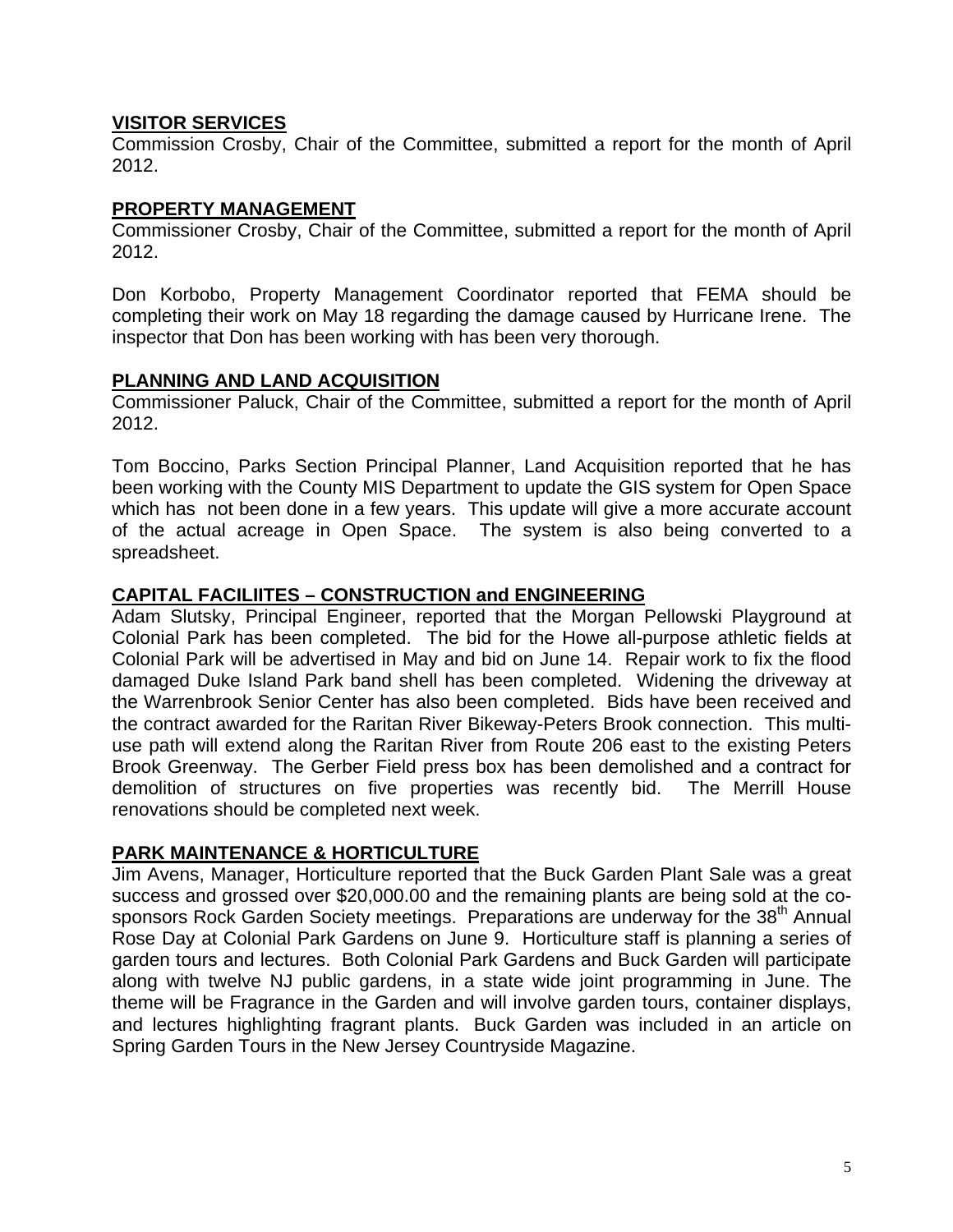## VISITOR SERVICES

Commission Crosby, Chair of the Committee, submitted a report for the month of April 2012.

## PROPERTY MANAGEMENT

Commissioner Crosby, Chair of the Committee, submitted a report for the month of April 2012.

Don Korbobo, Property Management Coordinator reported that FEMA should be completing their work on May 18 regarding the damage caused by Hurricane Irene. The inspector that Don has been working with has been very thorough.

## PLANNING AND LAND ACQUISITION

Commissioner Paluck, Chair of the Committee, submitted a report for the month of April 2012.

Tom Boccino, Parks Section Principal Planner, Land Acquisition reported that he has been working with the County MIS Department to update the GIS system for Open Space which has not been done in a few years. This update will give a more accurate account of the actual acreage in Open Space. The system is also being converted to a spreadsheet.

## CAPITAL FACILIITES – CONSTRUCTION and ENGINEERING

Adam Slutsky, Principal Engineer, reported that the Morgan Pellowski Playground at Colonial Park has been completed. The bid for the Howe all-purpose athletic fields at Colonial Park will be advertised in May and bid on June 14. Repair work to fix the flood damaged Duke Island Park band shell has been completed. Widening the driveway at the Warrenbrook Senior Center has also been completed. Bids have been received and the contract awarded for the Raritan River Bikeway-Peters Brook connection. This multi-use path will extend along the Raritan River from Route 206 east to the existing Peters Brook Greenway. The Gerber Field press box has been demolished and a contract for demolition of structures on five properties was recently bid. The Merrill House renovations should be completed next week.

## PARK MAINTENANCE & HORTICULTURE

Jim Avens, Manager, Horticulture reported that the Buck Garden Plant Sale was a great success and grossed over $20,000.00 and the remaining plants are being sold at the co-sponsors Rock Garden Society meetings. Preparations are underway for the 38th Annual Rose Day at Colonial Park Gardens on June 9. Horticulture staff is planning a series of garden tours and lectures. Both Colonial Park Gardens and Buck Garden will participate along with twelve NJ public gardens, in a state wide joint programming in June. The theme will be Fragrance in the Garden and will involve garden tours, container displays, and lectures highlighting fragrant plants. Buck Garden was included in an article on Spring Garden Tours in the New Jersey Countryside Magazine.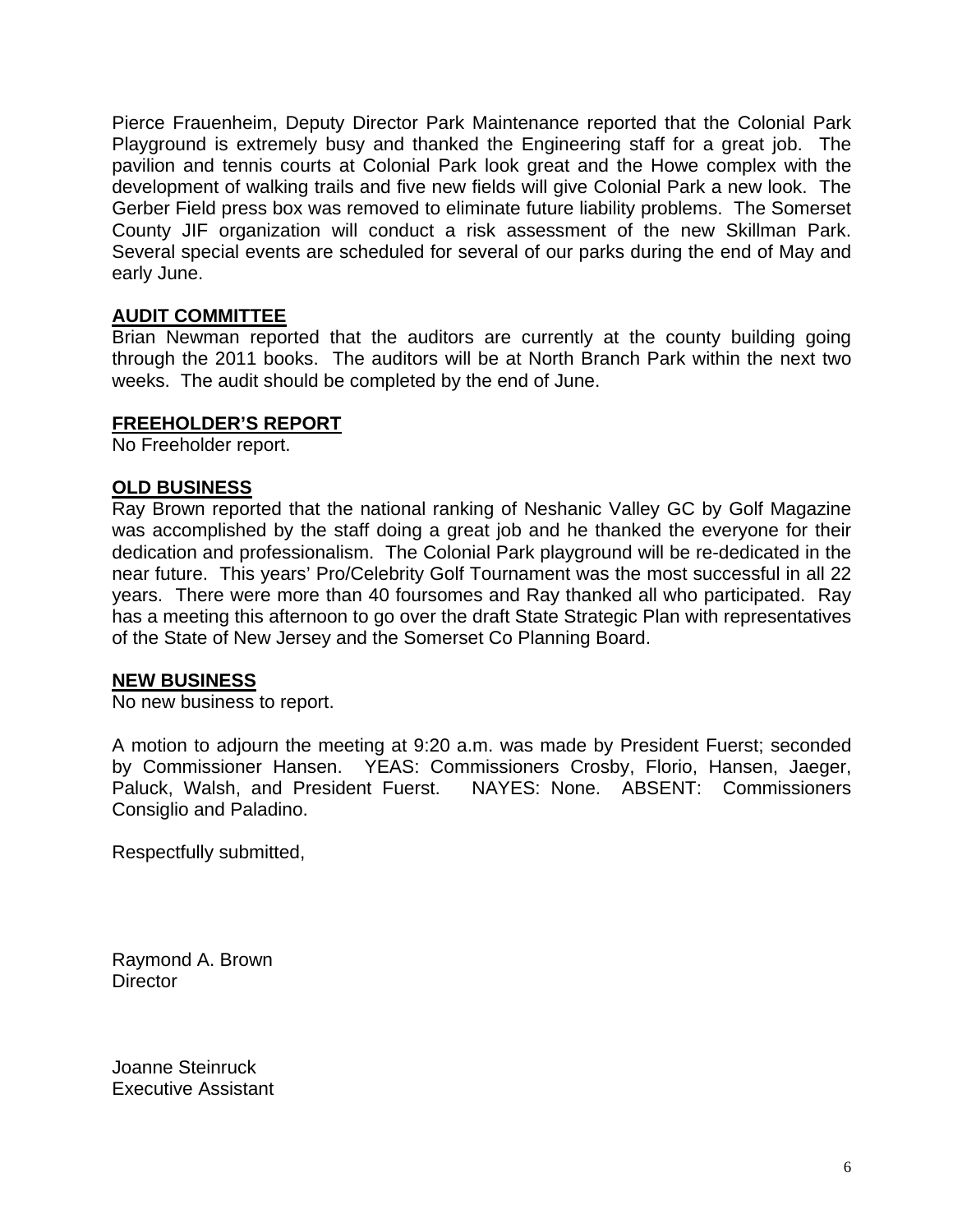Pierce Frauenheim, Deputy Director Park Maintenance reported that the Colonial Park Playground is extremely busy and thanked the Engineering staff for a great job. The pavilion and tennis courts at Colonial Park look great and the Howe complex with the development of walking trails and five new fields will give Colonial Park a new look. The Gerber Field press box was removed to eliminate future liability problems. The Somerset County JIF organization will conduct a risk assessment of the new Skillman Park. Several special events are scheduled for several of our parks during the end of May and early June.

## AUDIT COMMITTEE

Brian Newman reported that the auditors are currently at the county building going through the 2011 books. The auditors will be at North Branch Park within the next two weeks. The audit should be completed by the end of June.

## FREEHOLDER'S REPORT

No Freeholder report.

## OLD BUSINESS

Ray Brown reported that the national ranking of Neshanic Valley GC by Golf Magazine was accomplished by the staff doing a great job and he thanked the everyone for their dedication and professionalism. The Colonial Park playground will be re-dedicated in the near future. This years' Pro/Celebrity Golf Tournament was the most successful in all 22 years. There were more than 40 foursomes and Ray thanked all who participated. Ray has a meeting this afternoon to go over the draft State Strategic Plan with representatives of the State of New Jersey and the Somerset Co Planning Board.

## NEW BUSINESS

No new business to report.

A motion to adjourn the meeting at 9:20 a.m. was made by President Fuerst; seconded by Commissioner Hansen. YEAS: Commissioners Crosby, Florio, Hansen, Jaeger, Paluck, Walsh, and President Fuerst. NAYES: None. ABSENT: Commissioners Consiglio and Paladino.

Respectfully submitted,

Raymond A. Brown
Director

Joanne Steinruck
Executive Assistant